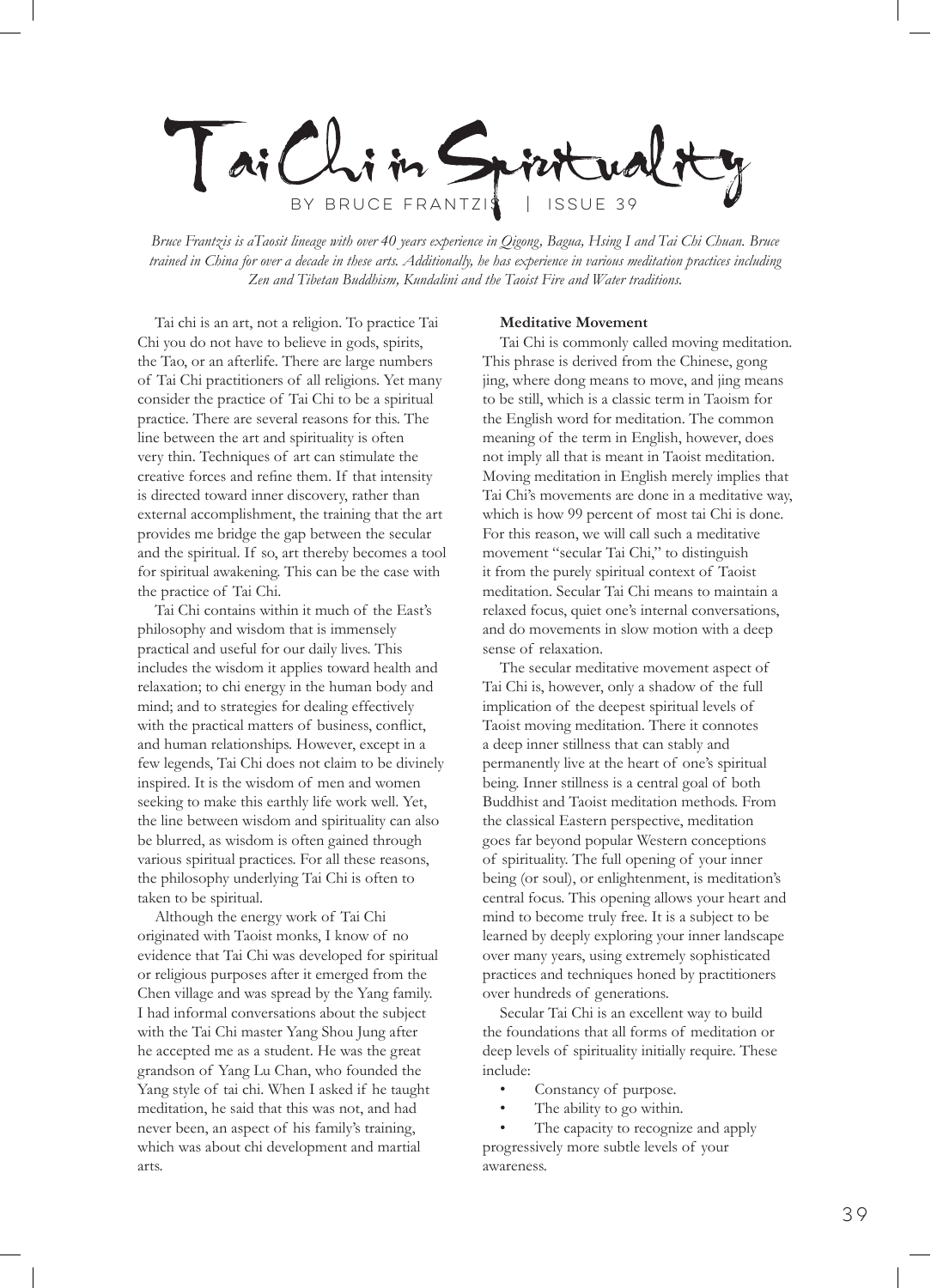# Tai Chi in Spirituality

BY BRUCE FRANTZIS | ISSUE 39

*Bruce Frantzis is aTaosit lineage with over 40 years experience in Qigong, Bagua, Hsing I and Tai Chi Chuan. Bruce trained in China for over a decade in these arts. Additionally, he has experience in various meditation practices including Zen and Tibetan Buddhism, Kundalini and the Taoist Fire and Water traditions.*

Tai chi is an art, not a religion. To practice Tai Chi you do not have to believe in gods, spirits, the Tao, or an afterlife. There are large numbers of Tai Chi practitioners of all religions. Yet many consider the practice of Tai Chi to be a spiritual practice. There are several reasons for this. The line between the art and spirituality is often very thin. Techniques of art can stimulate the creative forces and refine them. If that intensity is directed toward inner discovery, rather than external accomplishment, the training that the art provides me bridge the gap between the secular and the spiritual. If so, art thereby becomes a tool for spiritual awakening. This can be the case with the practice of Tai Chi.

Tai Chi contains within it much of the East's philosophy and wisdom that is immensely practical and useful for our daily lives. This includes the wisdom it applies toward health and relaxation; to chi energy in the human body and mind; and to strategies for dealing effectively with the practical matters of business, conflict, and human relationships. However, except in a few legends, Tai Chi does not claim to be divinely inspired. It is the wisdom of men and women seeking to make this earthly life work well. Yet, the line between wisdom and spirituality can also be blurred, as wisdom is often gained through various spiritual practices. For all these reasons, the philosophy underlying Tai Chi is often to taken to be spiritual.

Although the energy work of Tai Chi originated with Taoist monks, I know of no evidence that Tai Chi was developed for spiritual or religious purposes after it emerged from the Chen village and was spread by the Yang family. I had informal conversations about the subject with the Tai Chi master Yang Shou Jung after he accepted me as a student. He was the great grandson of Yang Lu Chan, who founded the Yang style of tai chi. When I asked if he taught meditation, he said that this was not, and had never been, an aspect of his family's training, which was about chi development and martial arts.

**Meditative Movement**

Tai Chi is commonly called moving meditation. This phrase is derived from the Chinese, gong jing, where dong means to move, and jing means to be still, which is a classic term in Taoism for the English word for meditation. The common meaning of the term in English, however, does not imply all that is meant in Taoist meditation. Moving meditation in English merely implies that Tai Chi's movements are done in a meditative way, which is how 99 percent of most tai Chi is done. For this reason, we will call such a meditative movement "secular Tai Chi," to distinguish it from the purely spiritual context of Taoist meditation. Secular Tai Chi means to maintain a relaxed focus, quiet one's internal conversations, and do movements in slow motion with a deep sense of relaxation.

The secular meditative movement aspect of Tai Chi is, however, only a shadow of the full implication of the deepest spiritual levels of Taoist moving meditation. There it connotes a deep inner stillness that can stably and permanently live at the heart of one's spiritual being. Inner stillness is a central goal of both Buddhist and Taoist meditation methods. From the classical Eastern perspective, meditation goes far beyond popular Western conceptions of spirituality. The full opening of your inner being (or soul), or enlightenment, is meditation's central focus. This opening allows your heart and mind to become truly free. It is a subject to be learned by deeply exploring your inner landscape over many years, using extremely sophisticated practices and techniques honed by practitioners over hundreds of generations.

Secular Tai Chi is an excellent way to build the foundations that all forms of meditation or deep levels of spirituality initially require. These include:

- Constancy of purpose.
- The ability to go within.
- The capacity to recognize and apply progressively more subtle levels of your awareness.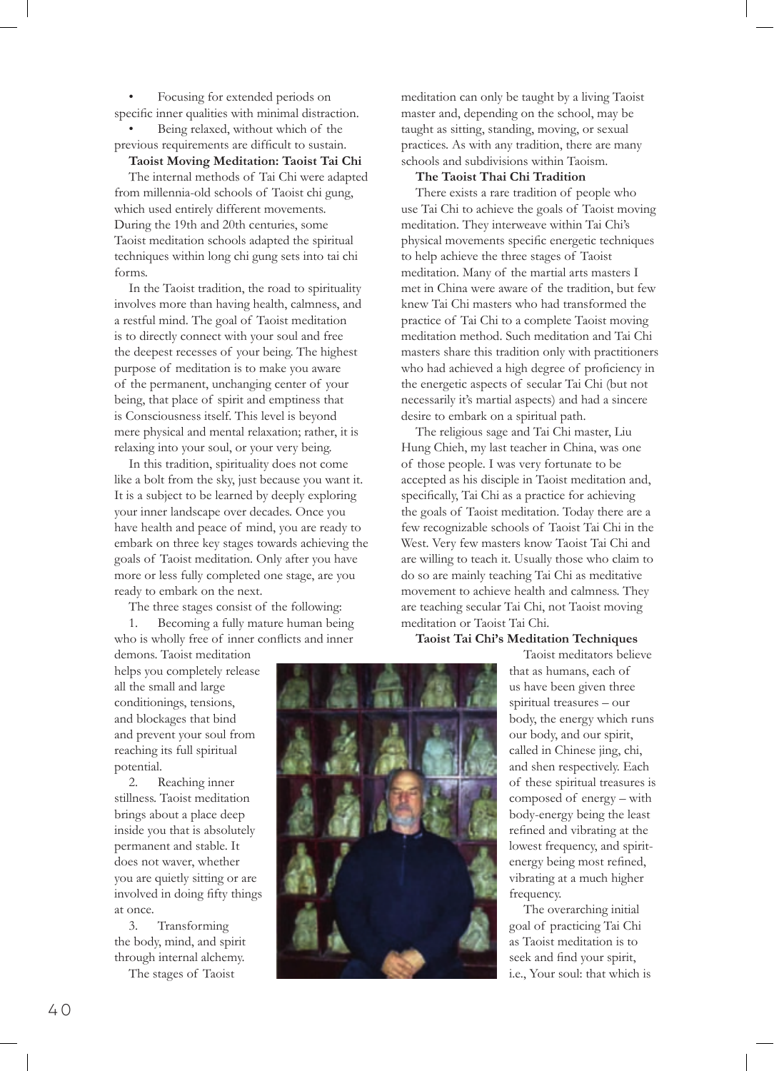- Focusing for extended periods on specific inner qualities with minimal distraction.
- Being relaxed, without which of the previous requirements are difficult to sustain.

**Taoist Moving Meditation: Taoist Tai Chi**

The internal methods of Tai Chi were adapted from millennia-old schools of Taoist chi gung, which used entirely different movements. During the 19th and 20th centuries, some Taoist meditation schools adapted the spiritual techniques within long chi gung sets into tai chi forms.

In the Taoist tradition, the road to spirituality involves more than having health, calmness, and a restful mind. The goal of Taoist meditation is to directly connect with your soul and free the deepest recesses of your being. The highest purpose of meditation is to make you aware of the permanent, unchanging center of your being, that place of spirit and emptiness that is Consciousness itself. This level is beyond mere physical and mental relaxation; rather, it is relaxing into your soul, or your very being.

In this tradition, spirituality does not come like a bolt from the sky, just because you want it. It is a subject to be learned by deeply exploring your inner landscape over decades. Once you have health and peace of mind, you are ready to embark on three key stages towards achieving the goals of Taoist meditation. Only after you have more or less fully completed one stage, are you ready to embark on the next.

The three stages consist of the following:

1. Becoming a fully mature human being who is wholly free of inner conflicts and inner demons. Taoist meditation helps you completely release all the small and large conditionings, tensions, and blockages that bind and prevent your soul from reaching its full spiritual potential.
2. Reaching inner stillness. Taoist meditation brings about a place deep inside you that is absolutely permanent and stable. It does not waver, whether you are quietly sitting or are involved in doing fifty things at once.
3. Transforming the body, mind, and spirit through internal alchemy.

The stages of Taoist meditation can only be taught by a living Taoist master and, depending on the school, may be taught as sitting, standing, moving, or sexual practices. As with any tradition, there are many schools and subdivisions within Taoism.

**The Taoist Thai Chi Tradition**

There exists a rare tradition of people who use Tai Chi to achieve the goals of Taoist moving meditation. They interweave within Tai Chi's physical movements specific energetic techniques to help achieve the three stages of Taoist meditation. Many of the martial arts masters I met in China were aware of the tradition, but few knew Tai Chi masters who had transformed the practice of Tai Chi to a complete Taoist moving meditation method. Such meditation and Tai Chi masters share this tradition only with practitioners who had achieved a high degree of proficiency in the energetic aspects of secular Tai Chi (but not necessarily it's martial aspects) and had a sincere desire to embark on a spiritual path.

The religious sage and Tai Chi master, Liu Hung Chieh, my last teacher in China, was one of those people. I was very fortunate to be accepted as his disciple in Taoist meditation and, specifically, Tai Chi as a practice for achieving the goals of Taoist meditation. Today there are a few recognizable schools of Taoist Tai Chi in the West. Very few masters know Taoist Tai Chi and are willing to teach it. Usually those who claim to do so are mainly teaching Tai Chi as meditative movement to achieve health and calmness. They are teaching secular Tai Chi, not Taoist moving meditation or Taoist Tai Chi.

**Taoist Tai Chi's Meditation Techniques**

Taoist meditators believe that as humans, each of us have been given three spiritual treasures – our body, the energy which runs our body, and our spirit, called in Chinese jing, chi, and shen respectively. Each of these spiritual treasures is composed of energy – with body-energy being the least refined and vibrating at the lowest frequency, and spirit-energy being most refined, vibrating at a much higher frequency.

The overarching initial goal of practicing Tai Chi as Taoist meditation is to seek and find your spirit, i.e., Your soul: that which is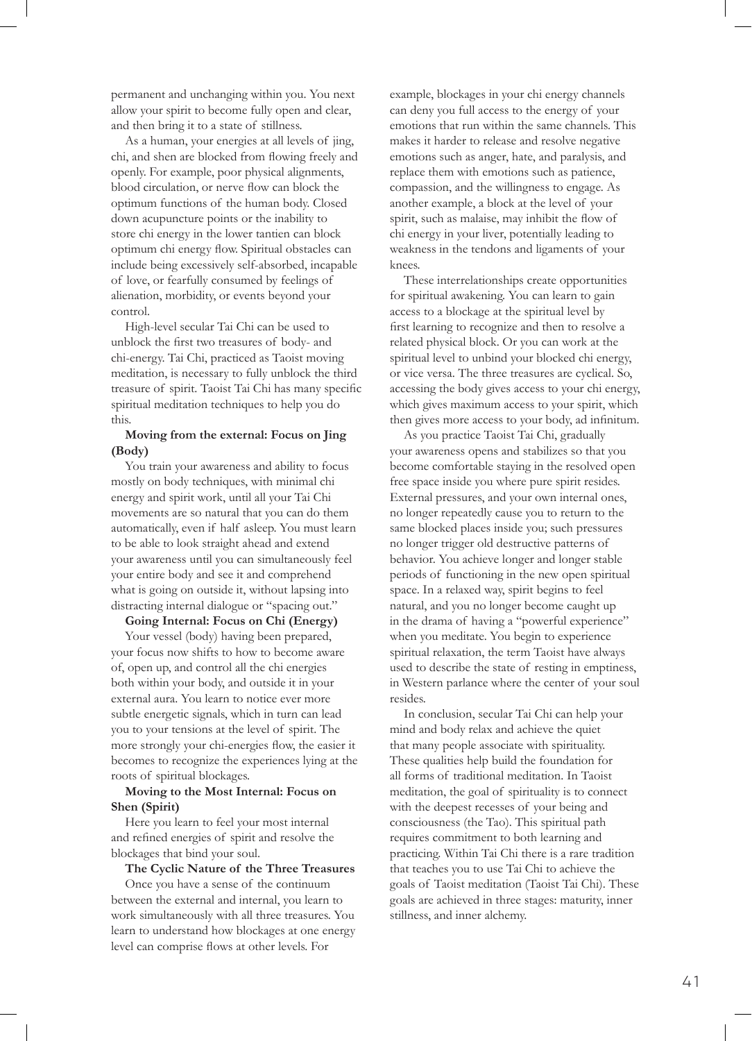permanent and unchanging within you. You next allow your spirit to become fully open and clear, and then bring it to a state of stillness.

As a human, your energies at all levels of jing, chi, and shen are blocked from flowing freely and openly. For example, poor physical alignments, blood circulation, or nerve flow can block the optimum functions of the human body. Closed down acupuncture points or the inability to store chi energy in the lower tantien can block optimum chi energy flow. Spiritual obstacles can include being excessively self-absorbed, incapable of love, or fearfully consumed by feelings of alienation, morbidity, or events beyond your control.

High-level secular Tai Chi can be used to unblock the first two treasures of body- and chi-energy. Tai Chi, practiced as Taoist moving meditation, is necessary to fully unblock the third treasure of spirit. Taoist Tai Chi has many specific spiritual meditation techniques to help you do this.

**Moving from the external: Focus on Jing (Body)**

You train your awareness and ability to focus mostly on body techniques, with minimal chi energy and spirit work, until all your Tai Chi movements are so natural that you can do them automatically, even if half asleep. You must learn to be able to look straight ahead and extend your awareness until you can simultaneously feel your entire body and see it and comprehend what is going on outside it, without lapsing into distracting internal dialogue or "spacing out."

**Going Internal: Focus on Chi (Energy)**

Your vessel (body) having been prepared, your focus now shifts to how to become aware of, open up, and control all the chi energies both within your body, and outside it in your external aura. You learn to notice ever more subtle energetic signals, which in turn can lead you to your tensions at the level of spirit. The more strongly your chi-energies flow, the easier it becomes to recognize the experiences lying at the roots of spiritual blockages.

**Moving to the Most Internal: Focus on Shen (Spirit)**

Here you learn to feel your most internal and refined energies of spirit and resolve the blockages that bind your soul.

**The Cyclic Nature of the Three Treasures**

Once you have a sense of the continuum between the external and internal, you learn to work simultaneously with all three treasures. You learn to understand how blockages at one energy level can comprise flows at other levels. For example, blockages in your chi energy channels can deny you full access to the energy of your emotions that run within the same channels. This makes it harder to release and resolve negative emotions such as anger, hate, and paralysis, and replace them with emotions such as patience, compassion, and the willingness to engage. As another example, a block at the level of your spirit, such as malaise, may inhibit the flow of chi energy in your liver, potentially leading to weakness in the tendons and ligaments of your knees.

These interrelationships create opportunities for spiritual awakening. You can learn to gain access to a blockage at the spiritual level by first learning to recognize and then to resolve a related physical block. Or you can work at the spiritual level to unbind your blocked chi energy, or vice versa. The three treasures are cyclical. So, accessing the body gives access to your chi energy, which gives maximum access to your spirit, which then gives more access to your body, ad infinitum.

As you practice Taoist Tai Chi, gradually your awareness opens and stabilizes so that you become comfortable staying in the resolved open free space inside you where pure spirit resides. External pressures, and your own internal ones, no longer repeatedly cause you to return to the same blocked places inside you; such pressures no longer trigger old destructive patterns of behavior. You achieve longer and longer stable periods of functioning in the new open spiritual space. In a relaxed way, spirit begins to feel natural, and you no longer become caught up in the drama of having a "powerful experience" when you meditate. You begin to experience spiritual relaxation, the term Taoist have always used to describe the state of resting in emptiness, in Western parlance where the center of your soul resides.

In conclusion, secular Tai Chi can help your mind and body relax and achieve the quiet that many people associate with spirituality. These qualities help build the foundation for all forms of traditional meditation. In Taoist meditation, the goal of spirituality is to connect with the deepest recesses of your being and consciousness (the Tao). This spiritual path requires commitment to both learning and practicing. Within Tai Chi there is a rare tradition that teaches you to use Tai Chi to achieve the goals of Taoist meditation (Taoist Tai Chi). These goals are achieved in three stages: maturity, inner stillness, and inner alchemy.